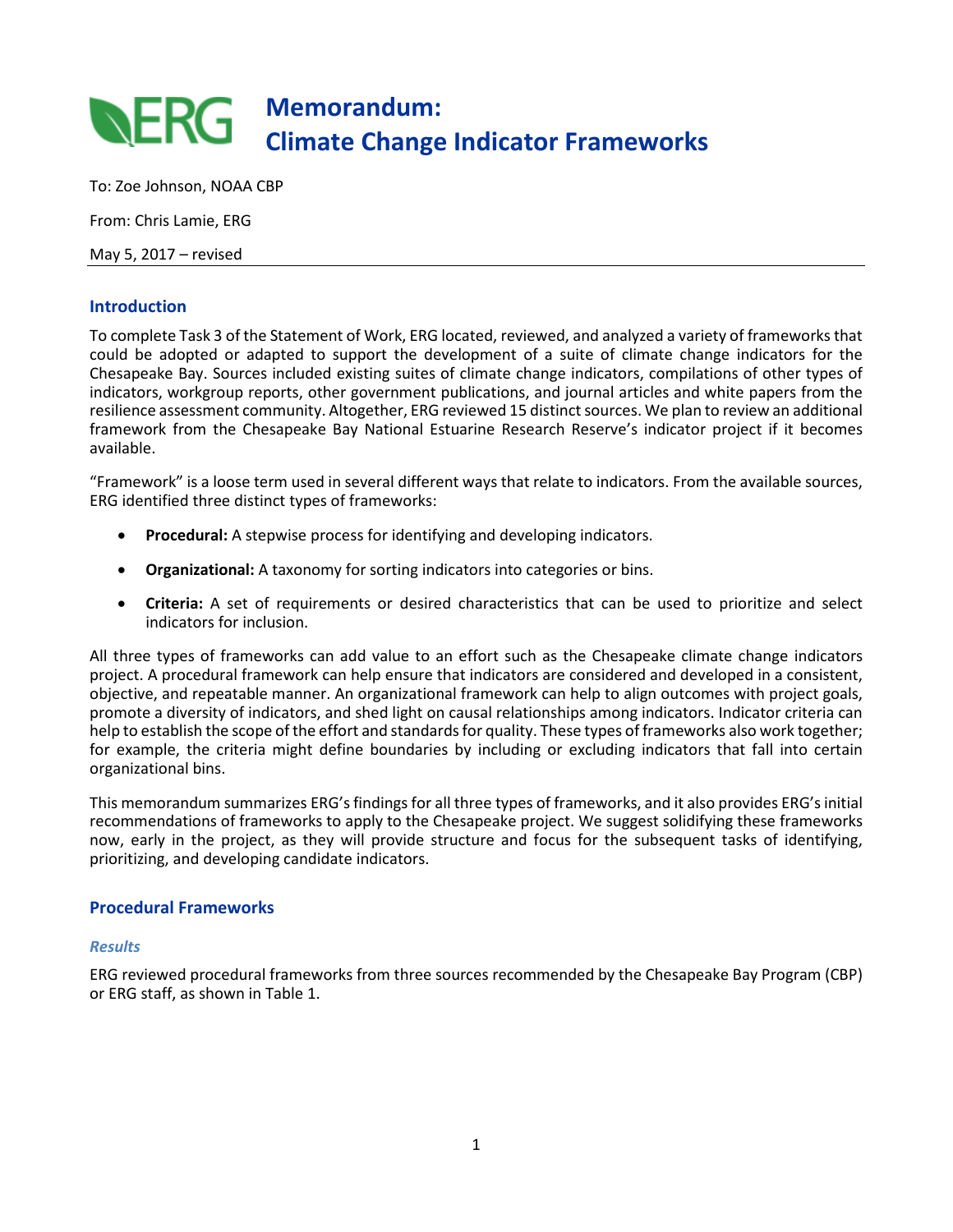# Memorandum: Climate Change Indicator Frameworks

To: Zoe Johnson, NOAA CBP

From: Chris Lamie, ERG

May 5, 2017 – revised

## Introduction

To complete Task 3 of the Statement of Work, ERG located, reviewed, and analyzed a variety of frameworks that could be adopted or adapted to support the development of a suite of climate change indicators for the Chesapeake Bay. Sources included existing suites of climate change indicators, compilations of other types of indicators, workgroup reports, other government publications, and journal articles and white papers from the resilience assessment community. Altogether, ERG reviewed 15 distinct sources. We plan to review an additional framework from the Chesapeake Bay National Estuarine Research Reserve's indicator project if it becomes available.

"Framework" is a loose term used in several different ways that relate to indicators. From the available sources, ERG identified three distinct types of frameworks:

- **Procedural:** A stepwise process for identifying and developing indicators.
- **Organizational:** A taxonomy for sorting indicators into categories or bins.
- **Criteria:** A set of requirements or desired characteristics that can be used to prioritize and select indicators for inclusion.

All three types of frameworks can add value to an effort such as the Chesapeake climate change indicators project. A procedural framework can help ensure that indicators are considered and developed in a consistent, objective, and repeatable manner. An organizational framework can help to align outcomes with project goals, promote a diversity of indicators, and shed light on causal relationships among indicators. Indicator criteria can help to establish the scope of the effort and standards for quality. These types of frameworks also work together; for example, the criteria might define boundaries by including or excluding indicators that fall into certain organizational bins.

This memorandum summarizes ERG's findings for all three types of frameworks, and it also provides ERG's initial recommendations of frameworks to apply to the Chesapeake project. We suggest solidifying these frameworks now, early in the project, as they will provide structure and focus for the subsequent tasks of identifying, prioritizing, and developing candidate indicators.

## Procedural Frameworks

### *Results*

ERG reviewed procedural frameworks from three sources recommended by the Chesapeake Bay Program (CBP) or ERG staff, as shown in Table 1.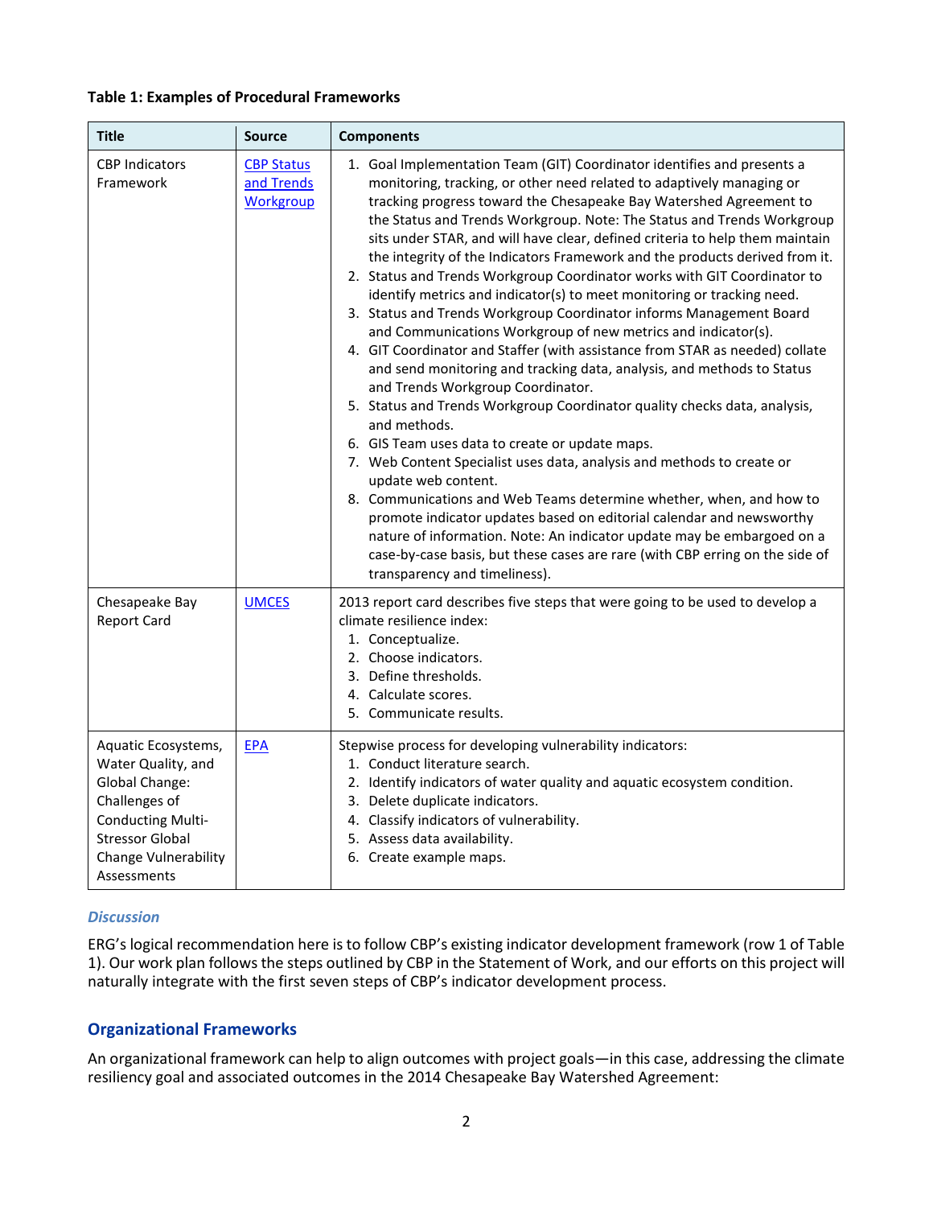**Table 1: Examples of Procedural Frameworks**

| Title | Source | Components |
|---|---|---|
| CBP Indicators Framework | [CBP Status and Trends Workgroup]() | 1. Goal Implementation Team (GIT) Coordinator identifies and presents a monitoring, tracking, or other need related to adaptively managing or tracking progress toward the Chesapeake Bay Watershed Agreement to the Status and Trends Workgroup. Note: The Status and Trends Workgroup sits under STAR, and will have clear, defined criteria to help them maintain the integrity of the Indicators Framework and the products derived from it.<br>2. Status and Trends Workgroup Coordinator works with GIT Coordinator to identify metrics and indicator(s) to meet monitoring or tracking need.<br>3. Status and Trends Workgroup Coordinator informs Management Board and Communications Workgroup of new metrics and indicator(s).<br>4. GIT Coordinator and Staffer (with assistance from STAR as needed) collate and send monitoring and tracking data, analysis, and methods to Status and Trends Workgroup Coordinator.<br>5. Status and Trends Workgroup Coordinator quality checks data, analysis, and methods.<br>6. GIS Team uses data to create or update maps.<br>7. Web Content Specialist uses data, analysis and methods to create or update web content.<br>8. Communications and Web Teams determine whether, when, and how to promote indicator updates based on editorial calendar and newsworthy nature of information. Note: An indicator update may be embargoed on a case-by-case basis, but these cases are rare (with CBP erring on the side of transparency and timeliness). |
| Chesapeake Bay Report Card | [UMCES]() | 2013 report card describes five steps that were going to be used to develop a climate resilience index:<br>1. Conceptualize.<br>2. Choose indicators.<br>3. Define thresholds.<br>4. Calculate scores.<br>5. Communicate results. |
| Aquatic Ecosystems, Water Quality, and Global Change: Challenges of Conducting Multi-Stressor Global Change Vulnerability Assessments | [EPA]() | Stepwise process for developing vulnerability indicators:<br>1. Conduct literature search.<br>2. Identify indicators of water quality and aquatic ecosystem condition.<br>3. Delete duplicate indicators.<br>4. Classify indicators of vulnerability.<br>5. Assess data availability.<br>6. Create example maps. |

### *Discussion*

ERG's logical recommendation here is to follow CBP's existing indicator development framework (row 1 of Table 1). Our work plan follows the steps outlined by CBP in the Statement of Work, and our efforts on this project will naturally integrate with the first seven steps of CBP's indicator development process.

## Organizational Frameworks

An organizational framework can help to align outcomes with project goals—in this case, addressing the climate resiliency goal and associated outcomes in the 2014 Chesapeake Bay Watershed Agreement: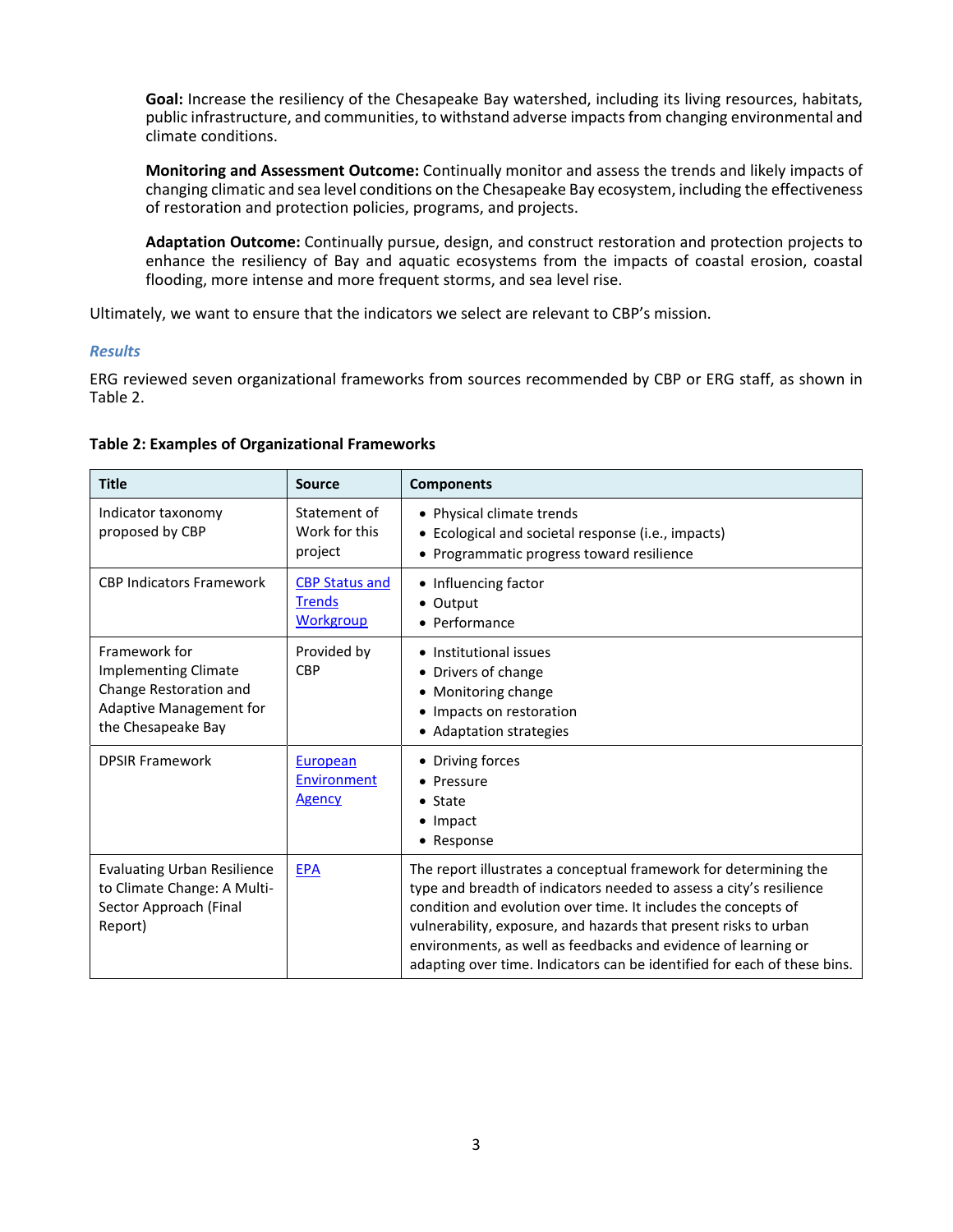**Goal:** Increase the resiliency of the Chesapeake Bay watershed, including its living resources, habitats, public infrastructure, and communities, to withstand adverse impacts from changing environmental and climate conditions.

**Monitoring and Assessment Outcome:** Continually monitor and assess the trends and likely impacts of changing climatic and sea level conditions on the Chesapeake Bay ecosystem, including the effectiveness of restoration and protection policies, programs, and projects.

**Adaptation Outcome:** Continually pursue, design, and construct restoration and protection projects to enhance the resiliency of Bay and aquatic ecosystems from the impacts of coastal erosion, coastal flooding, more intense and more frequent storms, and sea level rise.

Ultimately, we want to ensure that the indicators we select are relevant to CBP's mission.

### *Results*

ERG reviewed seven organizational frameworks from sources recommended by CBP or ERG staff, as shown in Table 2.

**Table 2: Examples of Organizational Frameworks**

| Title | Source | Components |
|---|---|---|
| Indicator taxonomy proposed by CBP | Statement of Work for this project | • Physical climate trends<br>• Ecological and societal response (i.e., impacts)<br>• Programmatic progress toward resilience |
| CBP Indicators Framework | [CBP Status and Trends Workgroup]() | • Influencing factor<br>• Output<br>• Performance |
| Framework for Implementing Climate Change Restoration and Adaptive Management for the Chesapeake Bay | Provided by CBP | • Institutional issues<br>• Drivers of change<br>• Monitoring change<br>• Impacts on restoration<br>• Adaptation strategies |
| DPSIR Framework | [European Environment Agency]() | • Driving forces<br>• Pressure<br>• State<br>• Impact<br>• Response |
| Evaluating Urban Resilience to Climate Change: A Multi-Sector Approach (Final Report) | [EPA]() | The report illustrates a conceptual framework for determining the type and breadth of indicators needed to assess a city's resilience condition and evolution over time. It includes the concepts of vulnerability, exposure, and hazards that present risks to urban environments, as well as feedbacks and evidence of learning or adapting over time. Indicators can be identified for each of these bins. |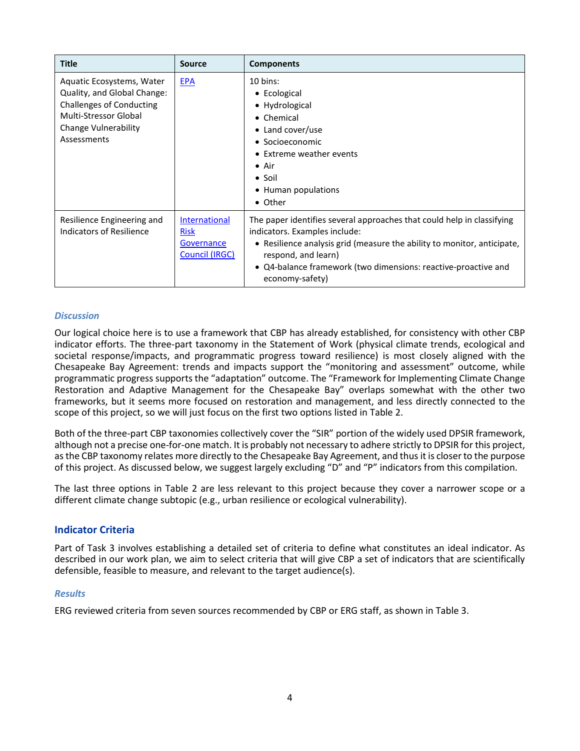| Title | Source | Components |
| --- | --- | --- |
| Aquatic Ecosystems, Water Quality, and Global Change: Challenges of Conducting Multi-Stressor Global Change Vulnerability Assessments | [EPA]() | 10 bins: <br>• Ecological <br>• Hydrological <br>• Chemical <br>• Land cover/use <br>• Socioeconomic <br>• Extreme weather events <br>• Air <br>• Soil <br>• Human populations <br>• Other |
| Resilience Engineering and Indicators of Resilience | [International Risk Governance Council (IRGC)]() | The paper identifies several approaches that could help in classifying indicators. Examples include: <br>• Resilience analysis grid (measure the ability to monitor, anticipate, respond, and learn) <br>• Q4-balance framework (two dimensions: reactive-proactive and economy-safety) |

### *Discussion*

Our logical choice here is to use a framework that CBP has already established, for consistency with other CBP indicator efforts. The three-part taxonomy in the Statement of Work (physical climate trends, ecological and societal response/impacts, and programmatic progress toward resilience) is most closely aligned with the Chesapeake Bay Agreement: trends and impacts support the "monitoring and assessment" outcome, while programmatic progress supports the "adaptation" outcome. The "Framework for Implementing Climate Change Restoration and Adaptive Management for the Chesapeake Bay" overlaps somewhat with the other two frameworks, but it seems more focused on restoration and management, and less directly connected to the scope of this project, so we will just focus on the first two options listed in Table 2.

Both of the three-part CBP taxonomies collectively cover the "SIR" portion of the widely used DPSIR framework, although not a precise one-for-one match. It is probably not necessary to adhere strictly to DPSIR for this project, as the CBP taxonomy relates more directly to the Chesapeake Bay Agreement, and thus it is closer to the purpose of this project. As discussed below, we suggest largely excluding "D" and "P" indicators from this compilation.

The last three options in Table 2 are less relevant to this project because they cover a narrower scope or a different climate change subtopic (e.g., urban resilience or ecological vulnerability).

## Indicator Criteria

Part of Task 3 involves establishing a detailed set of criteria to define what constitutes an ideal indicator. As described in our work plan, we aim to select criteria that will give CBP a set of indicators that are scientifically defensible, feasible to measure, and relevant to the target audience(s).

### *Results*

ERG reviewed criteria from seven sources recommended by CBP or ERG staff, as shown in Table 3.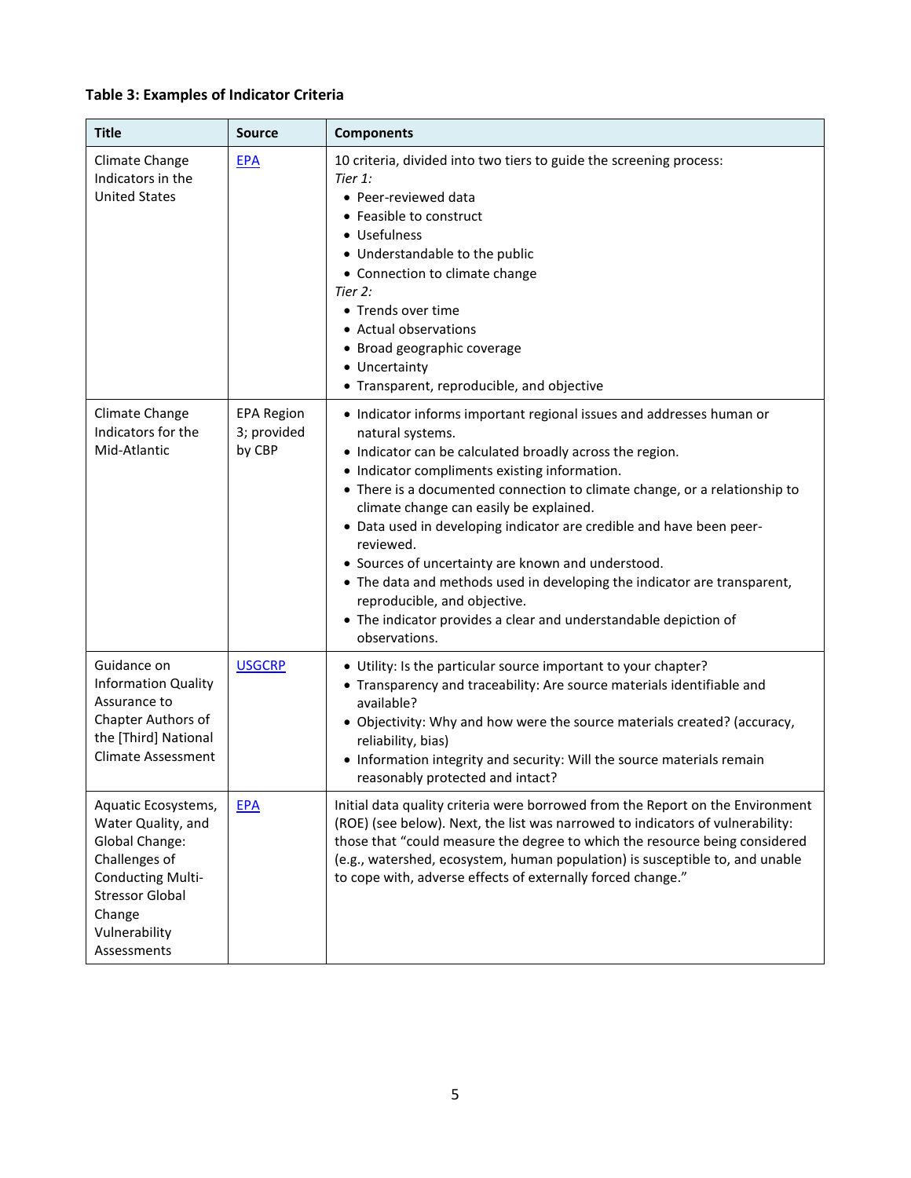**Table 3: Examples of Indicator Criteria**

| Title | Source | Components |
| --- | --- | --- |
| Climate Change Indicators in the United States | EPA | 10 criteria, divided into two tiers to guide the screening process:<br>*Tier 1:*<br>• Peer-reviewed data<br>• Feasible to construct<br>• Usefulness<br>• Understandable to the public<br>• Connection to climate change<br>*Tier 2:*<br>• Trends over time<br>• Actual observations<br>• Broad geographic coverage<br>• Uncertainty<br>• Transparent, reproducible, and objective |
| Climate Change Indicators for the Mid-Atlantic | EPA Region 3; provided by CBP | • Indicator informs important regional issues and addresses human or natural systems.<br>• Indicator can be calculated broadly across the region.<br>• Indicator compliments existing information.<br>• There is a documented connection to climate change, or a relationship to climate change can easily be explained.<br>• Data used in developing indicator are credible and have been peer-reviewed.<br>• Sources of uncertainty are known and understood.<br>• The data and methods used in developing the indicator are transparent, reproducible, and objective.<br>• The indicator provides a clear and understandable depiction of observations. |
| Guidance on Information Quality Assurance to Chapter Authors of the [Third] National Climate Assessment | USGCRP | • Utility: Is the particular source important to your chapter?<br>• Transparency and traceability: Are source materials identifiable and available?<br>• Objectivity: Why and how were the source materials created? (accuracy, reliability, bias)<br>• Information integrity and security: Will the source materials remain reasonably protected and intact? |
| Aquatic Ecosystems, Water Quality, and Global Change: Challenges of Conducting Multi-Stressor Global Change Vulnerability Assessments | EPA | Initial data quality criteria were borrowed from the Report on the Environment (ROE) (see below). Next, the list was narrowed to indicators of vulnerability: those that "could measure the degree to which the resource being considered (e.g., watershed, ecosystem, human population) is susceptible to, and unable to cope with, adverse effects of externally forced change." |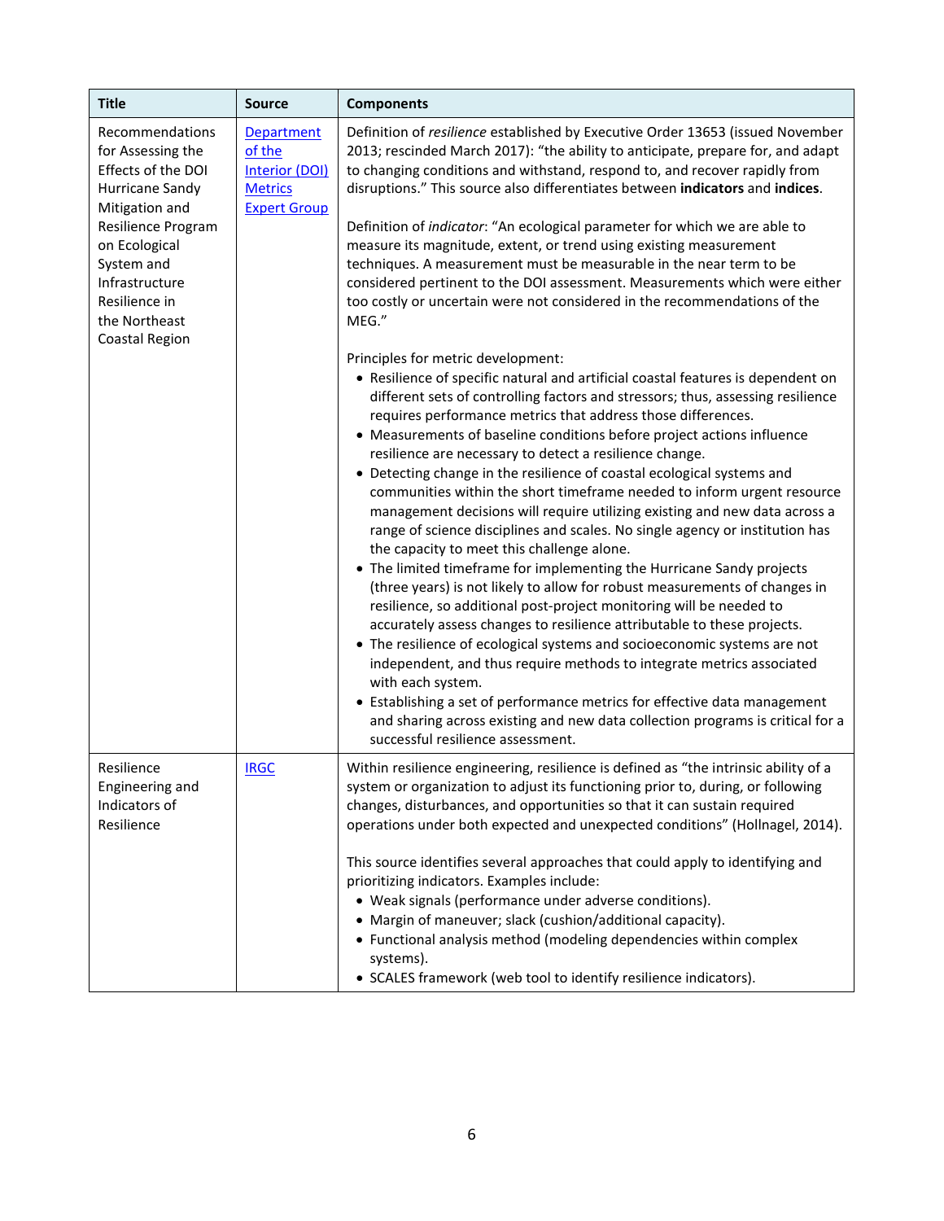| Title | Source | Components |
|---|---|---|
| Recommendations for Assessing the Effects of the DOI Hurricane Sandy Mitigation and Resilience Program on Ecological System and Infrastructure Resilience in the Northeast Coastal Region | Department of the Interior (DOI) Metrics Expert Group | Definition of *resilience* established by Executive Order 13653 (issued November 2013; rescinded March 2017): "the ability to anticipate, prepare for, and adapt to changing conditions and withstand, respond to, and recover rapidly from disruptions." This source also differentiates between **indicators** and **indices**.<br><br>Definition of *indicator*: "An ecological parameter for which we are able to measure its magnitude, extent, or trend using existing measurement techniques. A measurement must be measurable in the near term to be considered pertinent to the DOI assessment. Measurements which were either too costly or uncertain were not considered in the recommendations of the MEG."<br><br>Principles for metric development:<br>• Resilience of specific natural and artificial coastal features is dependent on different sets of controlling factors and stressors; thus, assessing resilience requires performance metrics that address those differences.<br>• Measurements of baseline conditions before project actions influence resilience are necessary to detect a resilience change.<br>• Detecting change in the resilience of coastal ecological systems and communities within the short timeframe needed to inform urgent resource management decisions will require utilizing existing and new data across a range of science disciplines and scales. No single agency or institution has the capacity to meet this challenge alone.<br>• The limited timeframe for implementing the Hurricane Sandy projects (three years) is not likely to allow for robust measurements of changes in resilience, so additional post-project monitoring will be needed to accurately assess changes to resilience attributable to these projects.<br>• The resilience of ecological systems and socioeconomic systems are not independent, and thus require methods to integrate metrics associated with each system.<br>• Establishing a set of performance metrics for effective data management and sharing across existing and new data collection programs is critical for a successful resilience assessment. |
| Resilience Engineering and Indicators of Resilience | IRGC | Within resilience engineering, resilience is defined as "the intrinsic ability of a system or organization to adjust its functioning prior to, during, or following changes, disturbances, and opportunities so that it can sustain required operations under both expected and unexpected conditions" (Hollnagel, 2014).<br><br>This source identifies several approaches that could apply to identifying and prioritizing indicators. Examples include:<br>• Weak signals (performance under adverse conditions).<br>• Margin of maneuver; slack (cushion/additional capacity).<br>• Functional analysis method (modeling dependencies within complex systems).<br>• SCALES framework (web tool to identify resilience indicators). |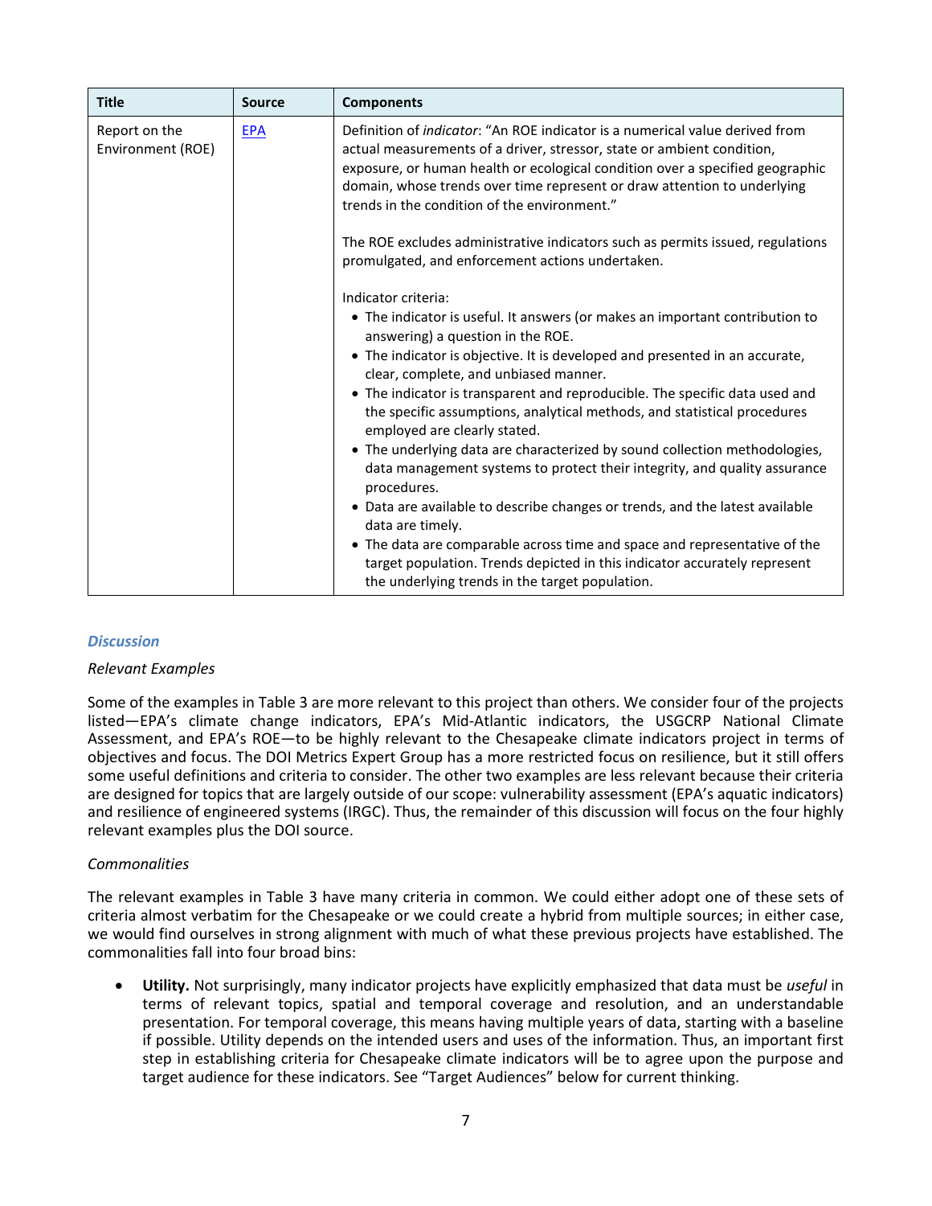| Title | Source | Components |
| --- | --- | --- |
| Report on the Environment (ROE) | [EPA]() | Definition of *indicator*: "An ROE indicator is a numerical value derived from actual measurements of a driver, stressor, state or ambient condition, exposure, or human health or ecological condition over a specified geographic domain, whose trends over time represent or draw attention to underlying trends in the condition of the environment."<br><br>The ROE excludes administrative indicators such as permits issued, regulations promulgated, and enforcement actions undertaken.<br><br>Indicator criteria:<br>• The indicator is useful. It answers (or makes an important contribution to answering) a question in the ROE.<br>• The indicator is objective. It is developed and presented in an accurate, clear, complete, and unbiased manner.<br>• The indicator is transparent and reproducible. The specific data used and the specific assumptions, analytical methods, and statistical procedures employed are clearly stated.<br>• The underlying data are characterized by sound collection methodologies, data management systems to protect their integrity, and quality assurance procedures.<br>• Data are available to describe changes or trends, and the latest available data are timely.<br>• The data are comparable across time and space and representative of the target population. Trends depicted in this indicator accurately represent the underlying trends in the target population. |

### *Discussion*

*Relevant Examples*

Some of the examples in Table 3 are more relevant to this project than others. We consider four of the projects listed—EPA's climate change indicators, EPA's Mid-Atlantic indicators, the USGCRP National Climate Assessment, and EPA's ROE—to be highly relevant to the Chesapeake climate indicators project in terms of objectives and focus. The DOI Metrics Expert Group has a more restricted focus on resilience, but it still offers some useful definitions and criteria to consider. The other two examples are less relevant because their criteria are designed for topics that are largely outside of our scope: vulnerability assessment (EPA's aquatic indicators) and resilience of engineered systems (IRGC). Thus, the remainder of this discussion will focus on the four highly relevant examples plus the DOI source.

*Commonalities*

The relevant examples in Table 3 have many criteria in common. We could either adopt one of these sets of criteria almost verbatim for the Chesapeake or we could create a hybrid from multiple sources; in either case, we would find ourselves in strong alignment with much of what these previous projects have established. The commonalities fall into four broad bins:

- **Utility.** Not surprisingly, many indicator projects have explicitly emphasized that data must be *useful* in terms of relevant topics, spatial and temporal coverage and resolution, and an understandable presentation. For temporal coverage, this means having multiple years of data, starting with a baseline if possible. Utility depends on the intended users and uses of the information. Thus, an important first step in establishing criteria for Chesapeake climate indicators will be to agree upon the purpose and target audience for these indicators. See "Target Audiences" below for current thinking.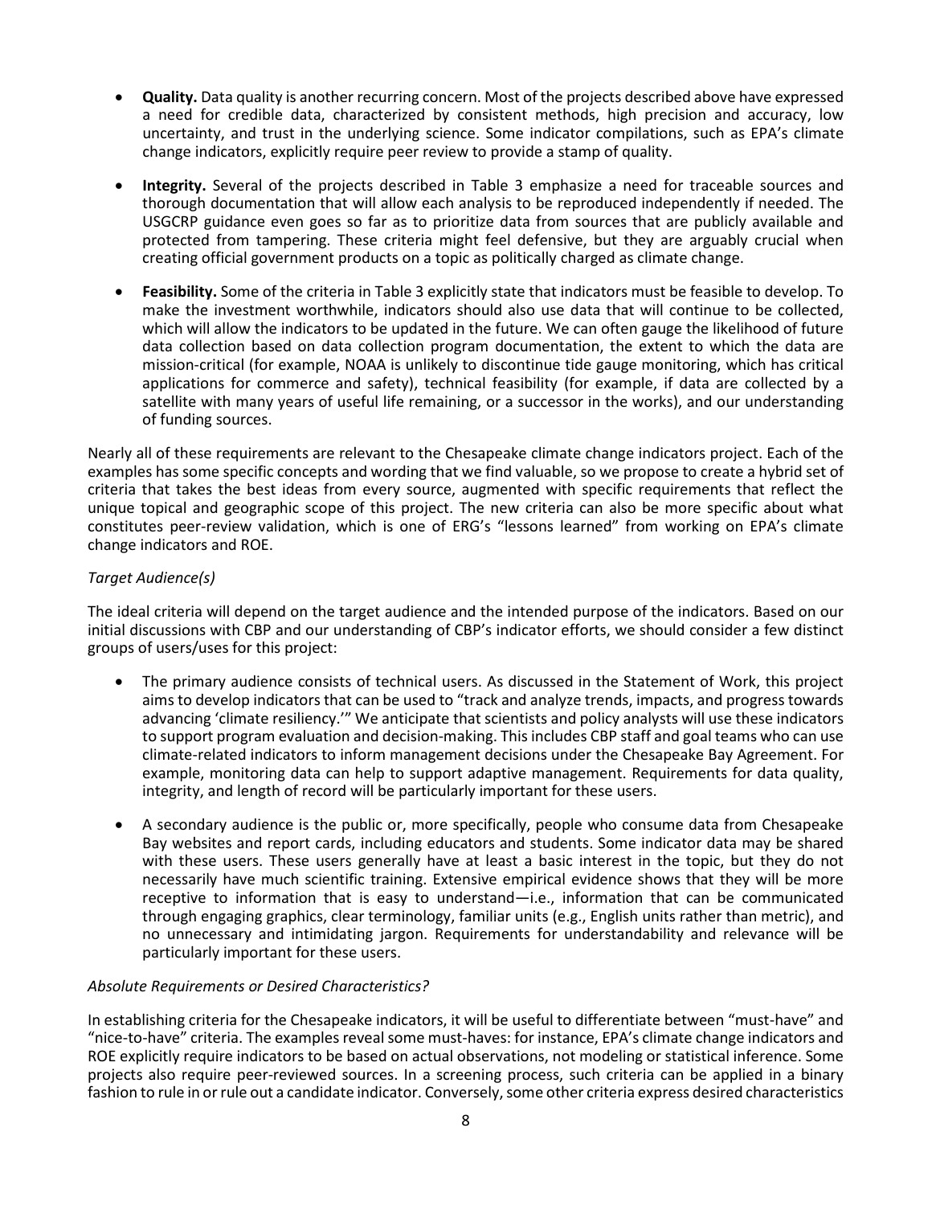- **Quality.** Data quality is another recurring concern. Most of the projects described above have expressed a need for credible data, characterized by consistent methods, high precision and accuracy, low uncertainty, and trust in the underlying science. Some indicator compilations, such as EPA's climate change indicators, explicitly require peer review to provide a stamp of quality.

- **Integrity.** Several of the projects described in Table 3 emphasize a need for traceable sources and thorough documentation that will allow each analysis to be reproduced independently if needed. The USGCRP guidance even goes so far as to prioritize data from sources that are publicly available and protected from tampering. These criteria might feel defensive, but they are arguably crucial when creating official government products on a topic as politically charged as climate change.

- **Feasibility.** Some of the criteria in Table 3 explicitly state that indicators must be feasible to develop. To make the investment worthwhile, indicators should also use data that will continue to be collected, which will allow the indicators to be updated in the future. We can often gauge the likelihood of future data collection based on data collection program documentation, the extent to which the data are mission-critical (for example, NOAA is unlikely to discontinue tide gauge monitoring, which has critical applications for commerce and safety), technical feasibility (for example, if data are collected by a satellite with many years of useful life remaining, or a successor in the works), and our understanding of funding sources.

Nearly all of these requirements are relevant to the Chesapeake climate change indicators project. Each of the examples has some specific concepts and wording that we find valuable, so we propose to create a hybrid set of criteria that takes the best ideas from every source, augmented with specific requirements that reflect the unique topical and geographic scope of this project. The new criteria can also be more specific about what constitutes peer-review validation, which is one of ERG's "lessons learned" from working on EPA's climate change indicators and ROE.

*Target Audience(s)*

The ideal criteria will depend on the target audience and the intended purpose of the indicators. Based on our initial discussions with CBP and our understanding of CBP's indicator efforts, we should consider a few distinct groups of users/uses for this project:

- The primary audience consists of technical users. As discussed in the Statement of Work, this project aims to develop indicators that can be used to "track and analyze trends, impacts, and progress towards advancing 'climate resiliency.'" We anticipate that scientists and policy analysts will use these indicators to support program evaluation and decision-making. This includes CBP staff and goal teams who can use climate-related indicators to inform management decisions under the Chesapeake Bay Agreement. For example, monitoring data can help to support adaptive management. Requirements for data quality, integrity, and length of record will be particularly important for these users.

- A secondary audience is the public or, more specifically, people who consume data from Chesapeake Bay websites and report cards, including educators and students. Some indicator data may be shared with these users. These users generally have at least a basic interest in the topic, but they do not necessarily have much scientific training. Extensive empirical evidence shows that they will be more receptive to information that is easy to understand—i.e., information that can be communicated through engaging graphics, clear terminology, familiar units (e.g., English units rather than metric), and no unnecessary and intimidating jargon. Requirements for understandability and relevance will be particularly important for these users.

*Absolute Requirements or Desired Characteristics?*

In establishing criteria for the Chesapeake indicators, it will be useful to differentiate between "must-have" and "nice-to-have" criteria. The examples reveal some must-haves: for instance, EPA's climate change indicators and ROE explicitly require indicators to be based on actual observations, not modeling or statistical inference. Some projects also require peer-reviewed sources. In a screening process, such criteria can be applied in a binary fashion to rule in or rule out a candidate indicator. Conversely, some other criteria express desired characteristics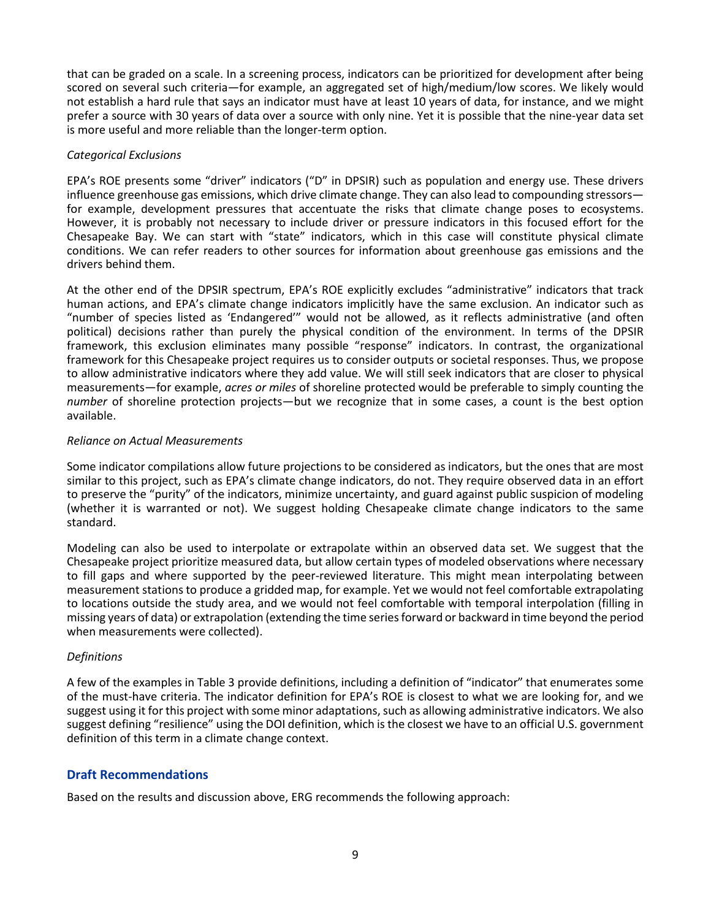that can be graded on a scale. In a screening process, indicators can be prioritized for development after being scored on several such criteria—for example, an aggregated set of high/medium/low scores. We likely would not establish a hard rule that says an indicator must have at least 10 years of data, for instance, and we might prefer a source with 30 years of data over a source with only nine. Yet it is possible that the nine-year data set is more useful and more reliable than the longer-term option.

*Categorical Exclusions*

EPA's ROE presents some "driver" indicators ("D" in DPSIR) such as population and energy use. These drivers influence greenhouse gas emissions, which drive climate change. They can also lead to compounding stressors—for example, development pressures that accentuate the risks that climate change poses to ecosystems. However, it is probably not necessary to include driver or pressure indicators in this focused effort for the Chesapeake Bay. We can start with "state" indicators, which in this case will constitute physical climate conditions. We can refer readers to other sources for information about greenhouse gas emissions and the drivers behind them.

At the other end of the DPSIR spectrum, EPA's ROE explicitly excludes "administrative" indicators that track human actions, and EPA's climate change indicators implicitly have the same exclusion. An indicator such as "number of species listed as 'Endangered'" would not be allowed, as it reflects administrative (and often political) decisions rather than purely the physical condition of the environment. In terms of the DPSIR framework, this exclusion eliminates many possible "response" indicators. In contrast, the organizational framework for this Chesapeake project requires us to consider outputs or societal responses. Thus, we propose to allow administrative indicators where they add value. We will still seek indicators that are closer to physical measurements—for example, *acres or miles* of shoreline protected would be preferable to simply counting the *number* of shoreline protection projects—but we recognize that in some cases, a count is the best option available.

*Reliance on Actual Measurements*

Some indicator compilations allow future projections to be considered as indicators, but the ones that are most similar to this project, such as EPA's climate change indicators, do not. They require observed data in an effort to preserve the "purity" of the indicators, minimize uncertainty, and guard against public suspicion of modeling (whether it is warranted or not). We suggest holding Chesapeake climate change indicators to the same standard.

Modeling can also be used to interpolate or extrapolate within an observed data set. We suggest that the Chesapeake project prioritize measured data, but allow certain types of modeled observations where necessary to fill gaps and where supported by the peer-reviewed literature. This might mean interpolating between measurement stations to produce a gridded map, for example. Yet we would not feel comfortable extrapolating to locations outside the study area, and we would not feel comfortable with temporal interpolation (filling in missing years of data) or extrapolation (extending the time series forward or backward in time beyond the period when measurements were collected).

*Definitions*

A few of the examples in Table 3 provide definitions, including a definition of "indicator" that enumerates some of the must-have criteria. The indicator definition for EPA's ROE is closest to what we are looking for, and we suggest using it for this project with some minor adaptations, such as allowing administrative indicators. We also suggest defining "resilience" using the DOI definition, which is the closest we have to an official U.S. government definition of this term in a climate change context.

## Draft Recommendations

Based on the results and discussion above, ERG recommends the following approach: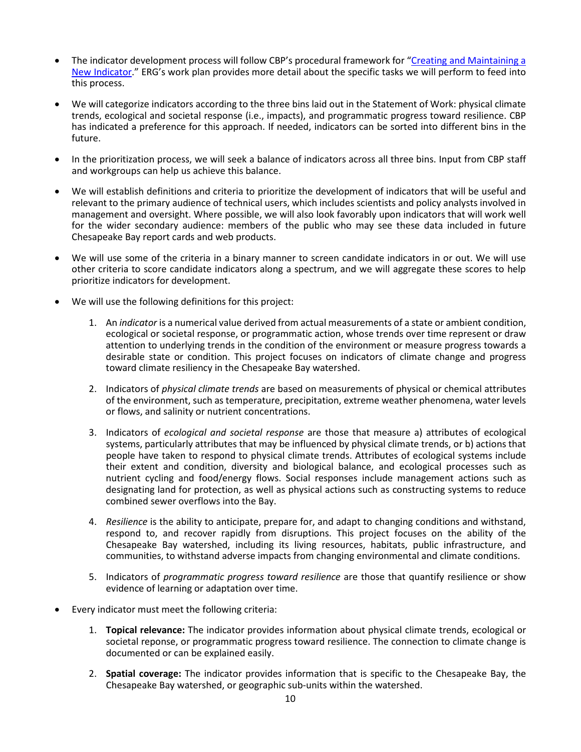- The indicator development process will follow CBP's procedural framework for "[Creating and Maintaining a New Indicator](#)." ERG's work plan provides more detail about the specific tasks we will perform to feed into this process.

- We will categorize indicators according to the three bins laid out in the Statement of Work: physical climate trends, ecological and societal response (i.e., impacts), and programmatic progress toward resilience. CBP has indicated a preference for this approach. If needed, indicators can be sorted into different bins in the future.

- In the prioritization process, we will seek a balance of indicators across all three bins. Input from CBP staff and workgroups can help us achieve this balance.

- We will establish definitions and criteria to prioritize the development of indicators that will be useful and relevant to the primary audience of technical users, which includes scientists and policy analysts involved in management and oversight. Where possible, we will also look favorably upon indicators that will work well for the wider secondary audience: members of the public who may see these data included in future Chesapeake Bay report cards and web products.

- We will use some of the criteria in a binary manner to screen candidate indicators in or out. We will use other criteria to score candidate indicators along a spectrum, and we will aggregate these scores to help prioritize indicators for development.

- We will use the following definitions for this project:

    1. An *indicator* is a numerical value derived from actual measurements of a state or ambient condition, ecological or societal response, or programmatic action, whose trends over time represent or draw attention to underlying trends in the condition of the environment or measure progress towards a desirable state or condition. This project focuses on indicators of climate change and progress toward climate resiliency in the Chesapeake Bay watershed.

    2. Indicators of *physical climate trends* are based on measurements of physical or chemical attributes of the environment, such as temperature, precipitation, extreme weather phenomena, water levels or flows, and salinity or nutrient concentrations.

    3. Indicators of *ecological and societal response* are those that measure a) attributes of ecological systems, particularly attributes that may be influenced by physical climate trends, or b) actions that people have taken to respond to physical climate trends. Attributes of ecological systems include their extent and condition, diversity and biological balance, and ecological processes such as nutrient cycling and food/energy flows. Social responses include management actions such as designating land for protection, as well as physical actions such as constructing systems to reduce combined sewer overflows into the Bay.

    4. *Resilience* is the ability to anticipate, prepare for, and adapt to changing conditions and withstand, respond to, and recover rapidly from disruptions. This project focuses on the ability of the Chesapeake Bay watershed, including its living resources, habitats, public infrastructure, and communities, to withstand adverse impacts from changing environmental and climate conditions.

    5. Indicators of *programmatic progress toward resilience* are those that quantify resilience or show evidence of learning or adaptation over time.

- Every indicator must meet the following criteria:

    1. **Topical relevance:** The indicator provides information about physical climate trends, ecological or societal reponse, or programmatic progress toward resilience. The connection to climate change is documented or can be explained easily.

    2. **Spatial coverage:** The indicator provides information that is specific to the Chesapeake Bay, the Chesapeake Bay watershed, or geographic sub-units within the watershed.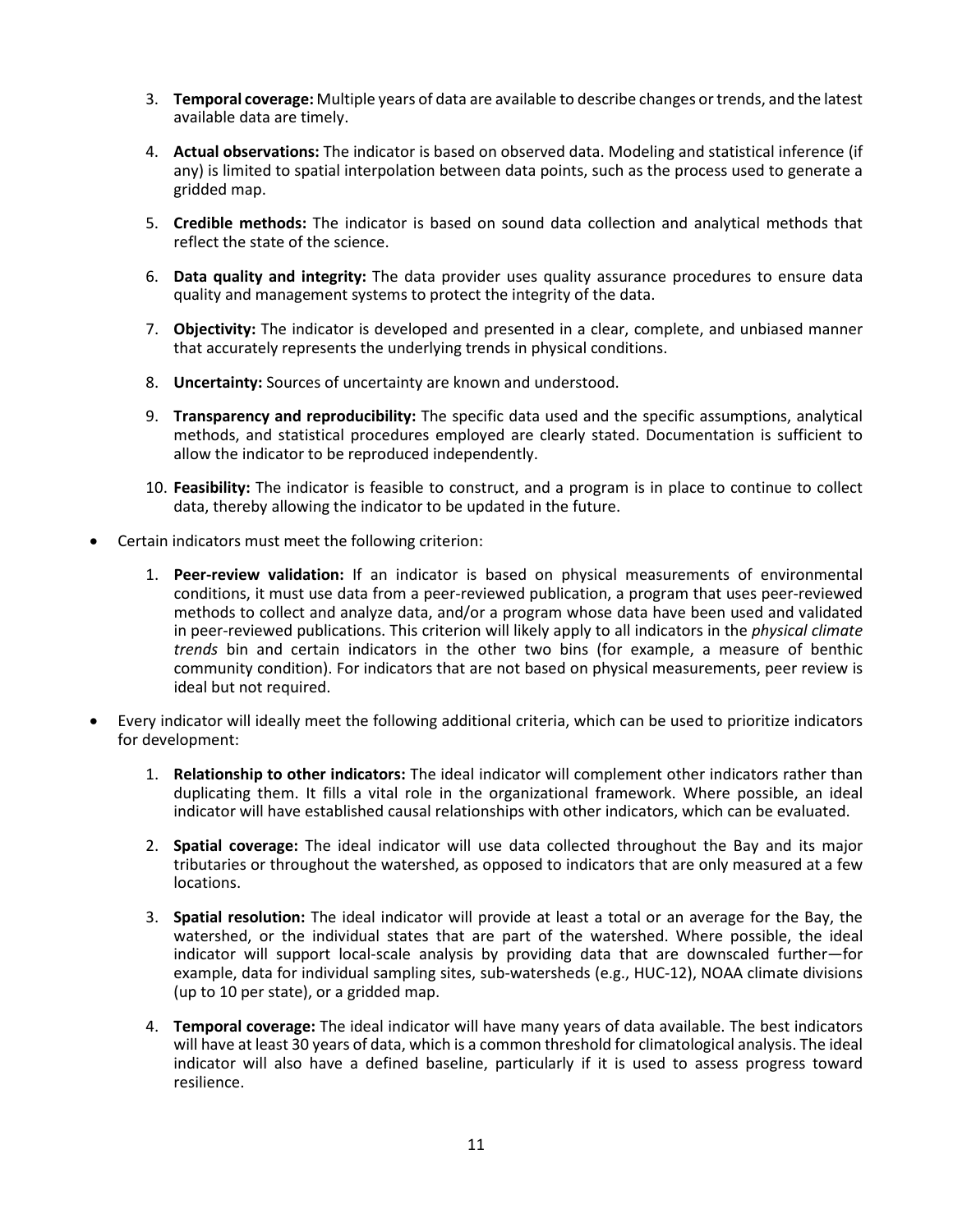3. **Temporal coverage:** Multiple years of data are available to describe changes or trends, and the latest available data are timely.
4. **Actual observations:** The indicator is based on observed data. Modeling and statistical inference (if any) is limited to spatial interpolation between data points, such as the process used to generate a gridded map.
5. **Credible methods:** The indicator is based on sound data collection and analytical methods that reflect the state of the science.
6. **Data quality and integrity:** The data provider uses quality assurance procedures to ensure data quality and management systems to protect the integrity of the data.
7. **Objectivity:** The indicator is developed and presented in a clear, complete, and unbiased manner that accurately represents the underlying trends in physical conditions.
8. **Uncertainty:** Sources of uncertainty are known and understood.
9. **Transparency and reproducibility:** The specific data used and the specific assumptions, analytical methods, and statistical procedures employed are clearly stated. Documentation is sufficient to allow the indicator to be reproduced independently.
10. **Feasibility:** The indicator is feasible to construct, and a program is in place to continue to collect data, thereby allowing the indicator to be updated in the future.

- Certain indicators must meet the following criterion:
    1. **Peer-review validation:** If an indicator is based on physical measurements of environmental conditions, it must use data from a peer-reviewed publication, a program that uses peer-reviewed methods to collect and analyze data, and/or a program whose data have been used and validated in peer-reviewed publications. This criterion will likely apply to all indicators in the *physical climate trends* bin and certain indicators in the other two bins (for example, a measure of benthic community condition). For indicators that are not based on physical measurements, peer review is ideal but not required.

- Every indicator will ideally meet the following additional criteria, which can be used to prioritize indicators for development:
    1. **Relationship to other indicators:** The ideal indicator will complement other indicators rather than duplicating them. It fills a vital role in the organizational framework. Where possible, an ideal indicator will have established causal relationships with other indicators, which can be evaluated.
    2. **Spatial coverage:** The ideal indicator will use data collected throughout the Bay and its major tributaries or throughout the watershed, as opposed to indicators that are only measured at a few locations.
    3. **Spatial resolution:** The ideal indicator will provide at least a total or an average for the Bay, the watershed, or the individual states that are part of the watershed. Where possible, the ideal indicator will support local-scale analysis by providing data that are downscaled further—for example, data for individual sampling sites, sub-watersheds (e.g., HUC-12), NOAA climate divisions (up to 10 per state), or a gridded map.
    4. **Temporal coverage:** The ideal indicator will have many years of data available. The best indicators will have at least 30 years of data, which is a common threshold for climatological analysis. The ideal indicator will also have a defined baseline, particularly if it is used to assess progress toward resilience.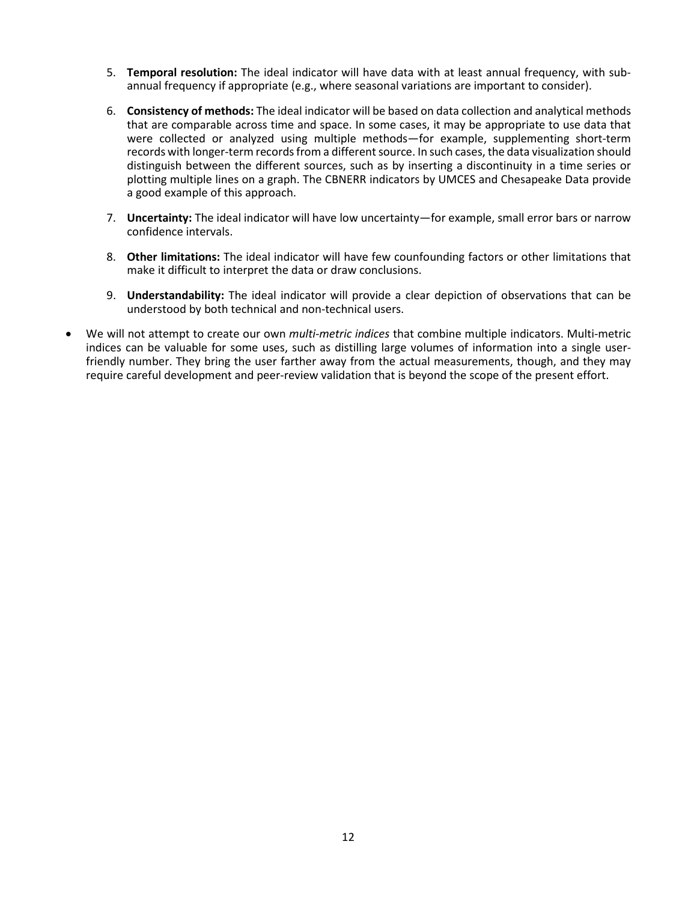5. **Temporal resolution:** The ideal indicator will have data with at least annual frequency, with sub-annual frequency if appropriate (e.g., where seasonal variations are important to consider).

6. **Consistency of methods:** The ideal indicator will be based on data collection and analytical methods that are comparable across time and space. In some cases, it may be appropriate to use data that were collected or analyzed using multiple methods—for example, supplementing short-term records with longer-term records from a different source. In such cases, the data visualization should distinguish between the different sources, such as by inserting a discontinuity in a time series or plotting multiple lines on a graph. The CBNERR indicators by UMCES and Chesapeake Data provide a good example of this approach.

7. **Uncertainty:** The ideal indicator will have low uncertainty—for example, small error bars or narrow confidence intervals.

8. **Other limitations:** The ideal indicator will have few counfounding factors or other limitations that make it difficult to interpret the data or draw conclusions.

9. **Understandability:** The ideal indicator will provide a clear depiction of observations that can be understood by both technical and non-technical users.

- We will not attempt to create our own *multi-metric indices* that combine multiple indicators. Multi-metric indices can be valuable for some uses, such as distilling large volumes of information into a single user-friendly number. They bring the user farther away from the actual measurements, though, and they may require careful development and peer-review validation that is beyond the scope of the present effort.